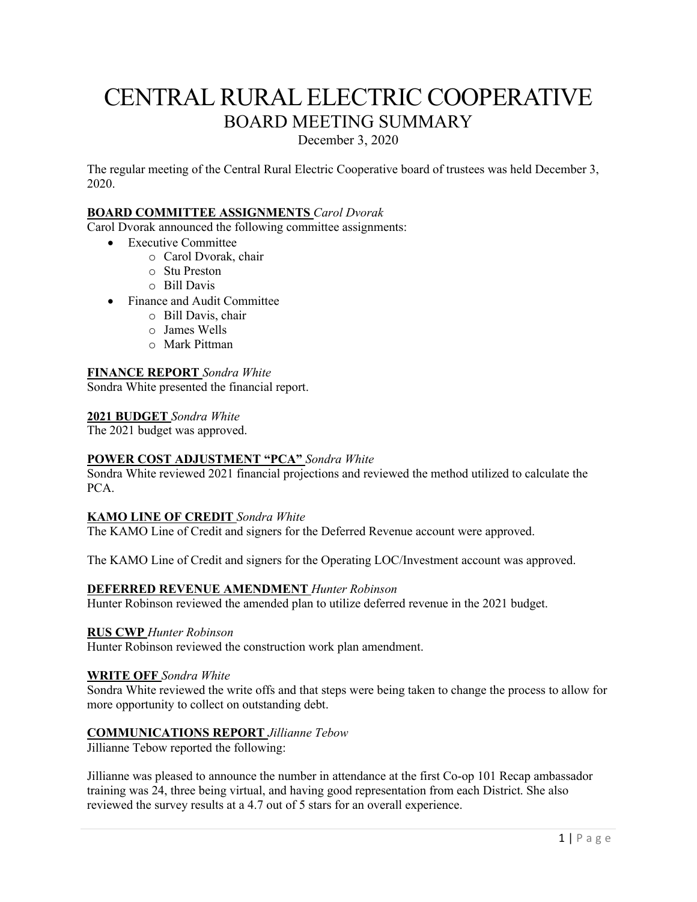# CENTRAL RURAL ELECTRIC COOPERATIVE
## BOARD MEETING SUMMARY

December 3, 2020

The regular meeting of the Central Rural Electric Cooperative board of trustees was held December 3, 2020.

**BOARD COMMITTEE ASSIGNMENTS** *Carol Dvorak*

Carol Dvorak announced the following committee assignments:

- Executive Committee
  - Carol Dvorak, chair
  - Stu Preston
  - Bill Davis
- Finance and Audit Committee
  - Bill Davis, chair
  - James Wells
  - Mark Pittman

**FINANCE REPORT** *Sondra White*

Sondra White presented the financial report.

**2021 BUDGET** *Sondra White*

The 2021 budget was approved.

**POWER COST ADJUSTMENT "PCA"** *Sondra White*

Sondra White reviewed 2021 financial projections and reviewed the method utilized to calculate the PCA.

**KAMO LINE OF CREDIT** *Sondra White*

The KAMO Line of Credit and signers for the Deferred Revenue account were approved.

The KAMO Line of Credit and signers for the Operating LOC/Investment account was approved.

**DEFERRED REVENUE AMENDMENT** *Hunter Robinson*

Hunter Robinson reviewed the amended plan to utilize deferred revenue in the 2021 budget.

**RUS CWP** *Hunter Robinson*

Hunter Robinson reviewed the construction work plan amendment.

**WRITE OFF** *Sondra White*

Sondra White reviewed the write offs and that steps were being taken to change the process to allow for more opportunity to collect on outstanding debt.

**COMMUNICATIONS REPORT** *Jillianne Tebow*

Jillianne Tebow reported the following:

Jillianne was pleased to announce the number in attendance at the first Co-op 101 Recap ambassador training was 24, three being virtual, and having good representation from each District. She also reviewed the survey results at a 4.7 out of 5 stars for an overall experience.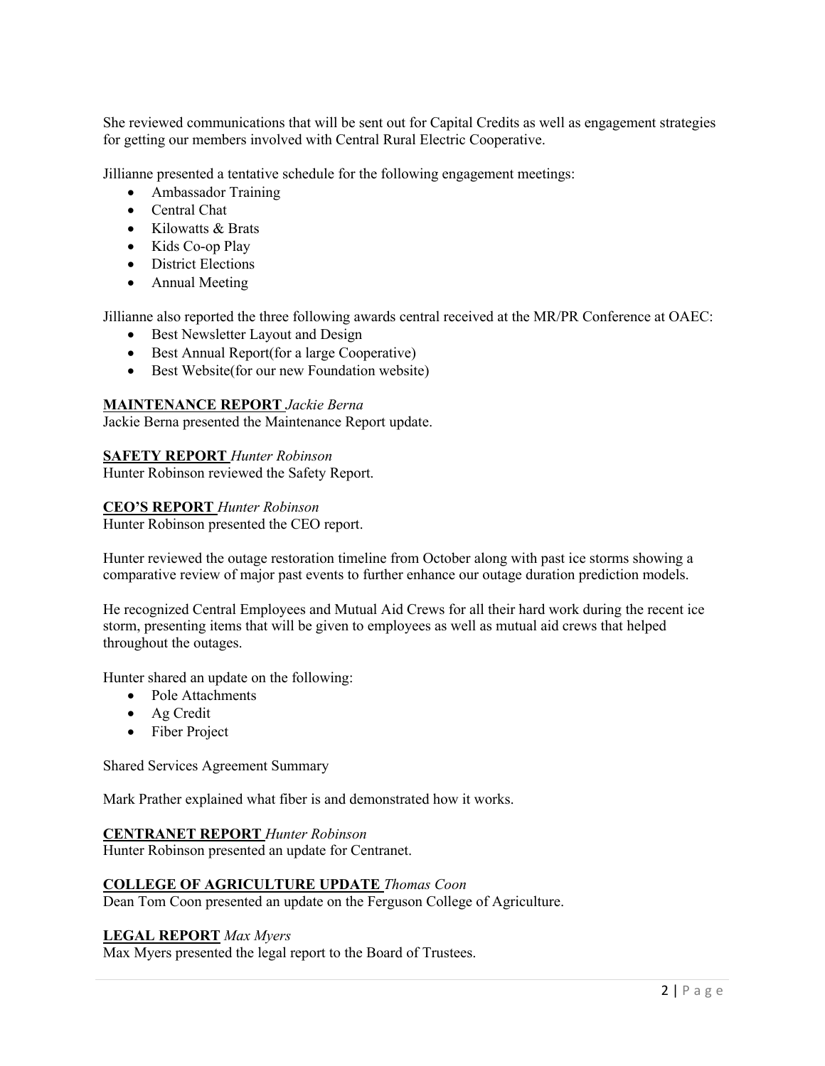She reviewed communications that will be sent out for Capital Credits as well as engagement strategies for getting our members involved with Central Rural Electric Cooperative.

Jillianne presented a tentative schedule for the following engagement meetings:

- Ambassador Training
- Central Chat
- Kilowatts & Brats
- Kids Co-op Play
- District Elections
- Annual Meeting

Jillianne also reported the three following awards central received at the MR/PR Conference at OAEC:

- Best Newsletter Layout and Design
- Best Annual Report(for a large Cooperative)
- Best Website(for our new Foundation website)

**MAINTENANCE REPORT** *Jackie Berna*
Jackie Berna presented the Maintenance Report update.

**SAFETY REPORT** *Hunter Robinson*
Hunter Robinson reviewed the Safety Report.

**CEO'S REPORT** *Hunter Robinson*
Hunter Robinson presented the CEO report.

Hunter reviewed the outage restoration timeline from October along with past ice storms showing a comparative review of major past events to further enhance our outage duration prediction models.

He recognized Central Employees and Mutual Aid Crews for all their hard work during the recent ice storm, presenting items that will be given to employees as well as mutual aid crews that helped throughout the outages.

Hunter shared an update on the following:

- Pole Attachments
- Ag Credit
- Fiber Project

Shared Services Agreement Summary

Mark Prather explained what fiber is and demonstrated how it works.

**CENTRANET REPORT** *Hunter Robinson*
Hunter Robinson presented an update for Centranet.

**COLLEGE OF AGRICULTURE UPDATE** *Thomas Coon*
Dean Tom Coon presented an update on the Ferguson College of Agriculture.

**LEGAL REPORT** *Max Myers*
Max Myers presented the legal report to the Board of Trustees.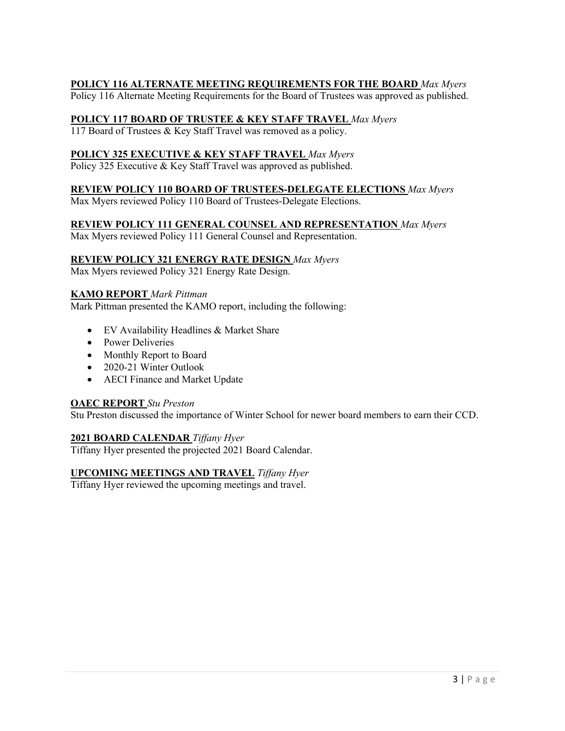**POLICY 116 ALTERNATE MEETING REQUIREMENTS FOR THE BOARD** *Max Myers*
Policy 116 Alternate Meeting Requirements for the Board of Trustees was approved as published.

**POLICY 117 BOARD OF TRUSTEE & KEY STAFF TRAVEL** *Max Myers*
117 Board of Trustees & Key Staff Travel was removed as a policy.

**POLICY 325 EXECUTIVE & KEY STAFF TRAVEL** *Max Myers*
Policy 325 Executive & Key Staff Travel was approved as published.

**REVIEW POLICY 110 BOARD OF TRUSTEES-DELEGATE ELECTIONS** *Max Myers*
Max Myers reviewed Policy 110 Board of Trustees-Delegate Elections.

**REVIEW POLICY 111 GENERAL COUNSEL AND REPRESENTATION** *Max Myers*
Max Myers reviewed Policy 111 General Counsel and Representation.

**REVIEW POLICY 321 ENERGY RATE DESIGN** *Max Myers*
Max Myers reviewed Policy 321 Energy Rate Design.

**KAMO REPORT** *Mark Pittman*
Mark Pittman presented the KAMO report, including the following:

- EV Availability Headlines & Market Share
- Power Deliveries
- Monthly Report to Board
- 2020-21 Winter Outlook
- AECI Finance and Market Update

**OAEC REPORT** *Stu Preston*
Stu Preston discussed the importance of Winter School for newer board members to earn their CCD.

**2021 BOARD CALENDAR** *Tiffany Hyer*
Tiffany Hyer presented the projected 2021 Board Calendar.

**UPCOMING MEETINGS AND TRAVEL** *Tiffany Hyer*
Tiffany Hyer reviewed the upcoming meetings and travel.